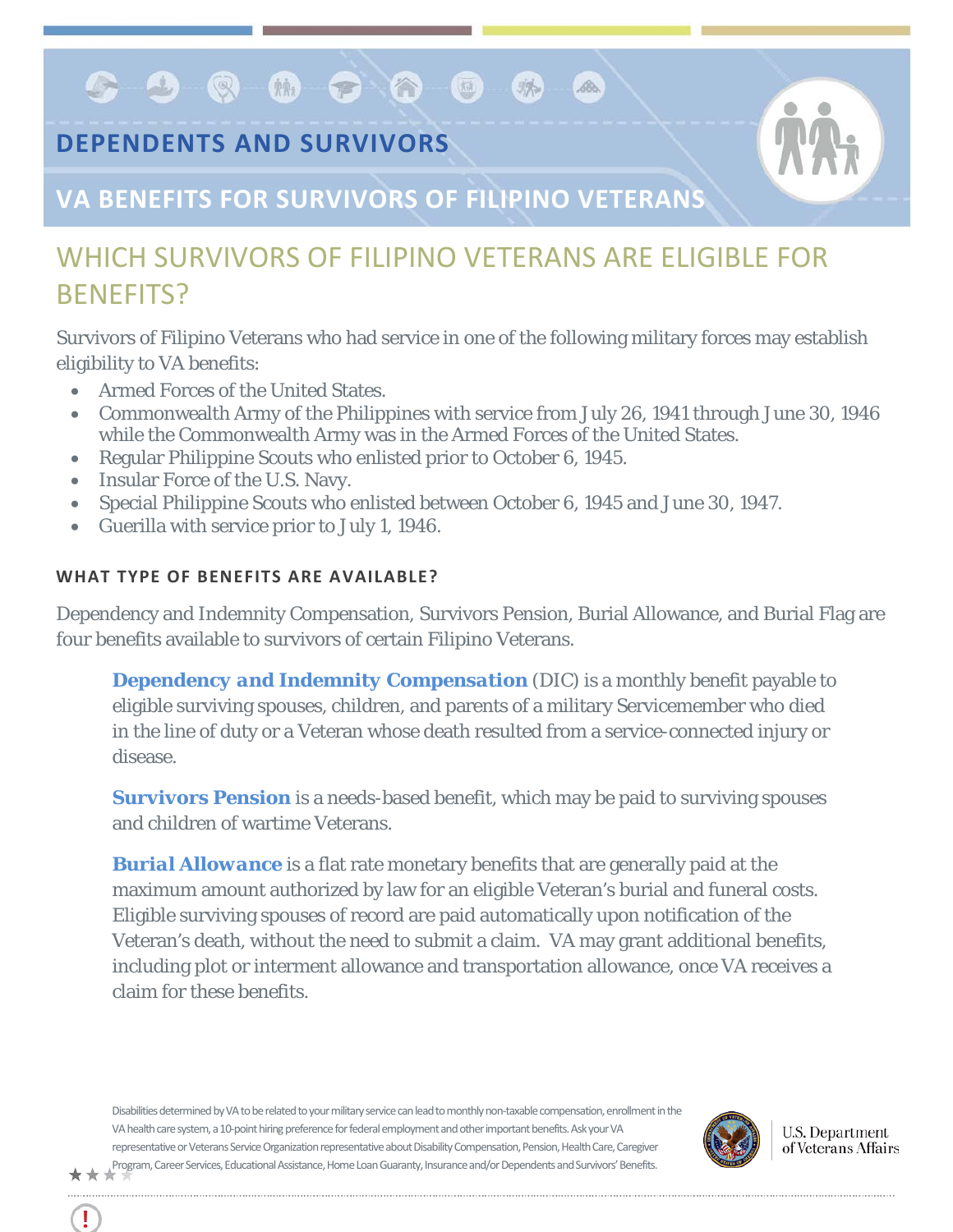# DEPENDENTS AND SURVIVORS

## VA BENEFITS FOR SURVIVORS OF FILIPINO VETERANS

## WHICH SURVIVORS OF FILIPINO VETERANS ARE ELIGIBLE FOR BENEFITS?

Survivors of Filipino Veterans who had service in one of the following military forces may establish eligibility to VA benefits:

- Armed Forces of the United States.
- Commonwealth Army of the Philippines with service from July 26, 1941 through June 30, 1946 while the Commonwealth Army was in the Armed Forces of the United States.
- Regular Philippine Scouts who enlisted prior to October 6, 1945.
- Insular Force of the U.S. Navy.
- Special Philippine Scouts who enlisted between October 6, 1945 and June 30, 1947.
- Guerilla with service prior to July 1, 1946.

### WHAT TYPE OF BENEFITS ARE AVAILABLE?

Dependency and Indemnity Compensation, Survivors Pension, Burial Allowance, and Burial Flag are four benefits available to survivors of certain Filipino Veterans.

**Dependency and Indemnity Compensation** (DIC) is a monthly benefit payable to eligible surviving spouses, children, and parents of a military Servicemember who died in the line of duty or a Veteran whose death resulted from a service-connected injury or disease.

**Survivors Pension** is a needs-based benefit, which may be paid to surviving spouses and children of wartime Veterans.

**Burial Allowance** is a flat rate monetary benefits that are generally paid at the maximum amount authorized by law for an eligible Veteran's burial and funeral costs. Eligible surviving spouses of record are paid automatically upon notification of the Veteran's death, without the need to submit a claim. VA may grant additional benefits, including plot or interment allowance and transportation allowance, once VA receives a claim for these benefits.

Disabilities determined by VA to be related to your military service can lead to monthly non-taxable compensation, enrollment in the VA health care system, a 10-point hiring preference for federal employment and other important benefits. Ask your VA representative or Veterans Service Organization representative about Disability Compensation, Pension, Health Care, Caregiver Program, Career Services, Educational Assistance, Home Loan Guaranty, Insurance and/or Dependents and Survivors' Benefits.

U.S. Department of Veterans Affairs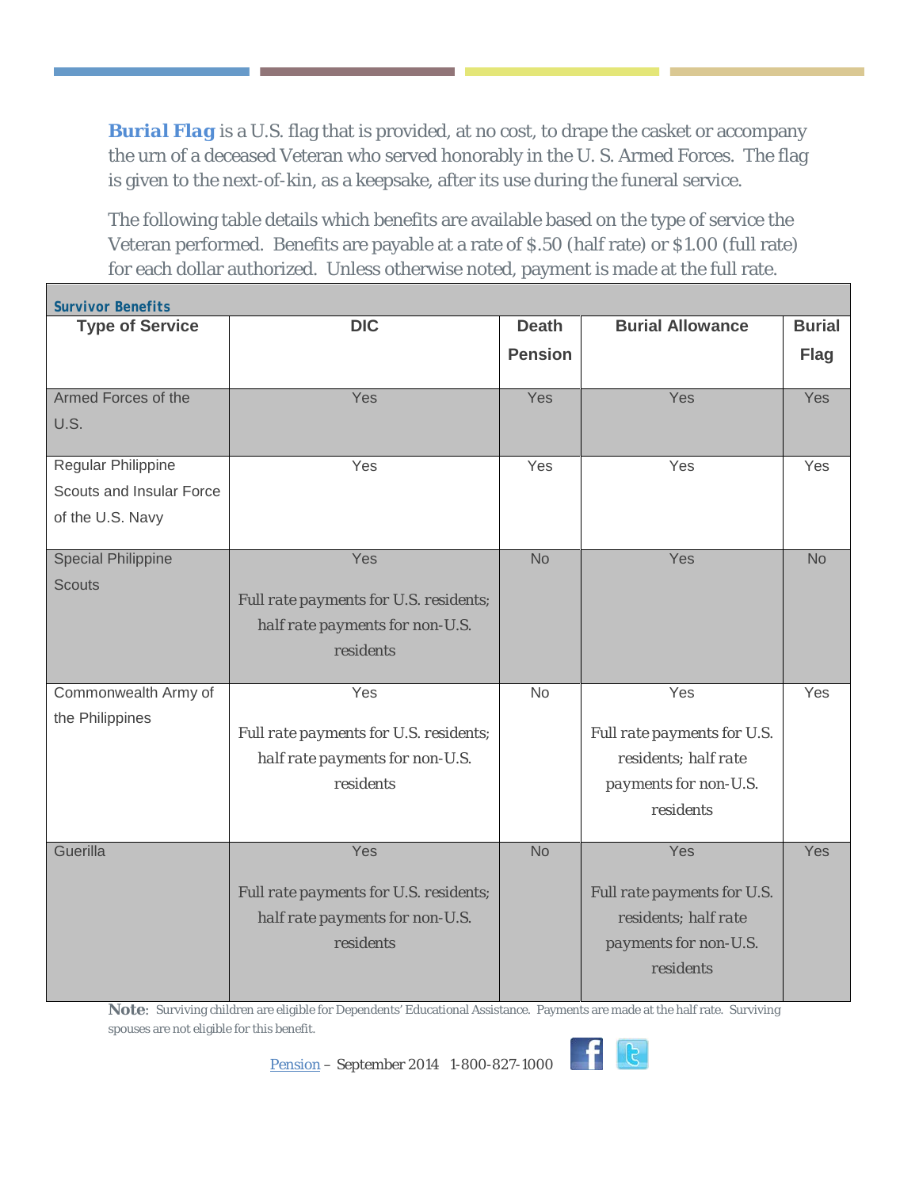**Burial Flag** is a U.S. flag that is provided, at no cost, to drape the casket or accompany the urn of a deceased Veteran who served honorably in the U. S. Armed Forces. The flag is given to the next-of-kin, as a keepsake, after its use during the funeral service.

The following table details which benefits are available based on the type of service the Veteran performed. Benefits are payable at a rate of $.50 (half rate) or $1.00 (full rate) for each dollar authorized. Unless otherwise noted, payment is made at the full rate.

**Survivor Benefits**

| Type of Service | DIC | Death Pension | Burial Allowance | Burial Flag |
|---|---|---|---|---|
| Armed Forces of the U.S. | Yes | Yes | Yes | Yes |
| Regular Philippine Scouts and Insular Force of the U.S. Navy | Yes | Yes | Yes | Yes |
| Special Philippine Scouts | Yes<br>Full rate payments for U.S. residents; half rate payments for non-U.S. residents | No | Yes | No |
| Commonwealth Army of the Philippines | Yes<br>Full rate payments for U.S. residents; half rate payments for non-U.S. residents | No | Yes<br>Full rate payments for U.S. residents; half rate payments for non-U.S. residents | Yes |
| Guerilla | Yes<br>Full rate payments for U.S. residents; half rate payments for non-U.S. residents | No | Yes<br>Full rate payments for U.S. residents; half rate payments for non-U.S. residents | Yes |

**Note**: Surviving children are eligible for Dependents' Educational Assistance. Payments are made at the half rate. Surviving spouses are not eligible for this benefit.

Pension – September 2014 1-800-827-1000